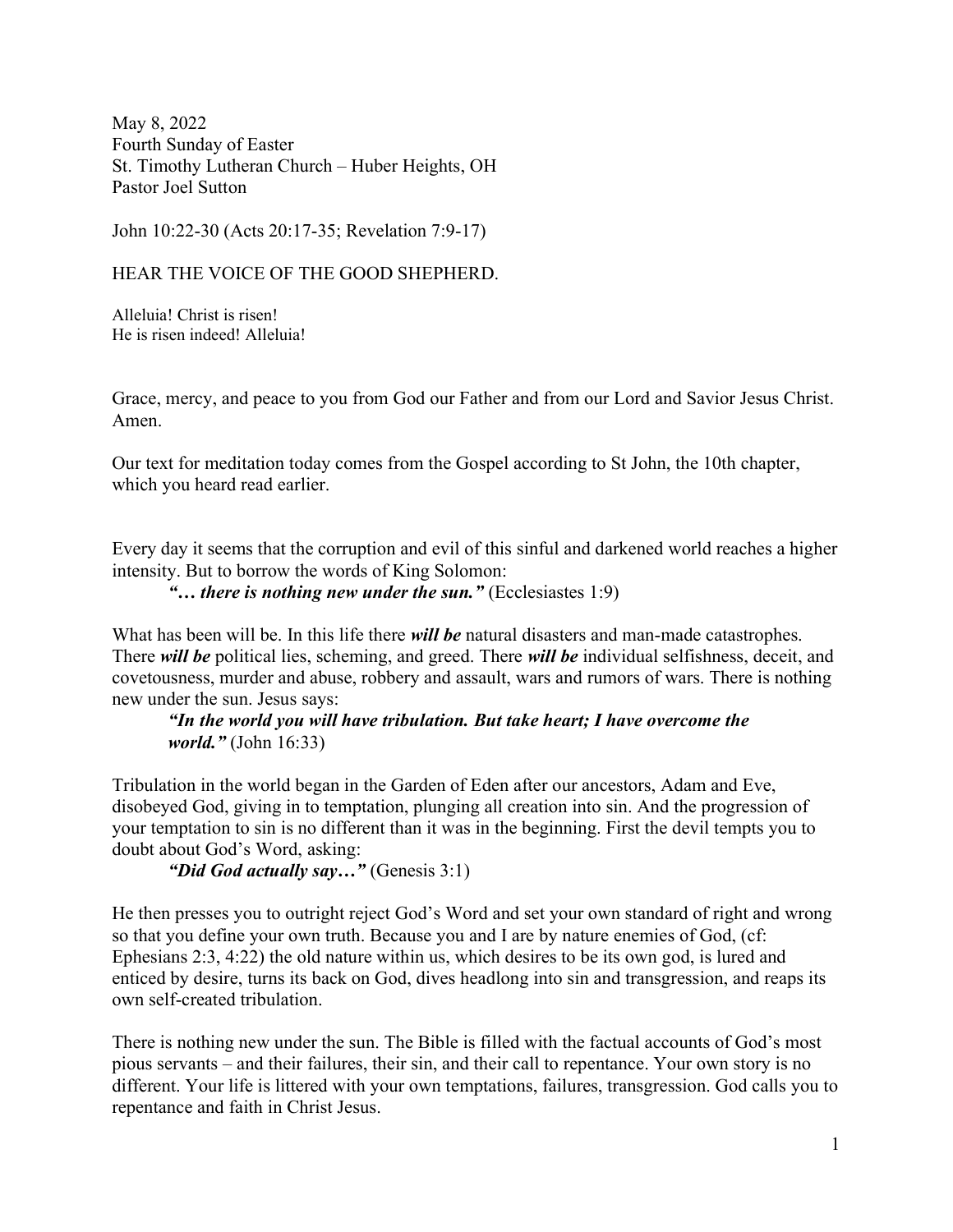May 8, 2022
Fourth Sunday of Easter
St. Timothy Lutheran Church – Huber Heights, OH
Pastor Joel Sutton

John 10:22-30 (Acts 20:17-35; Revelation 7:9-17)

HEAR THE VOICE OF THE GOOD SHEPHERD.

Alleluia! Christ is risen!
He is risen indeed! Alleluia!

Grace, mercy, and peace to you from God our Father and from our Lord and Savior Jesus Christ. Amen.

Our text for meditation today comes from the Gospel according to St John, the 10th chapter, which you heard read earlier.

Every day it seems that the corruption and evil of this sinful and darkened world reaches a higher intensity. But to borrow the words of King Solomon:

> ***"… there is nothing new under the sun."*** (Ecclesiastes 1:9)

What has been will be. In this life there ***will be*** natural disasters and man-made catastrophes. There ***will be*** political lies, scheming, and greed. There ***will be*** individual selfishness, deceit, and covetousness, murder and abuse, robbery and assault, wars and rumors of wars. There is nothing new under the sun. Jesus says:

> ***"In the world you will have tribulation. But take heart; I have overcome the world."*** (John 16:33)

Tribulation in the world began in the Garden of Eden after our ancestors, Adam and Eve, disobeyed God, giving in to temptation, plunging all creation into sin. And the progression of your temptation to sin is no different than it was in the beginning. First the devil tempts you to doubt about God's Word, asking:

> ***"Did God actually say…"*** (Genesis 3:1)

He then presses you to outright reject God's Word and set your own standard of right and wrong so that you define your own truth. Because you and I are by nature enemies of God, (cf: Ephesians 2:3, 4:22) the old nature within us, which desires to be its own god, is lured and enticed by desire, turns its back on God, dives headlong into sin and transgression, and reaps its own self-created tribulation.

There is nothing new under the sun. The Bible is filled with the factual accounts of God's most pious servants – and their failures, their sin, and their call to repentance. Your own story is no different. Your life is littered with your own temptations, failures, transgression. God calls you to repentance and faith in Christ Jesus.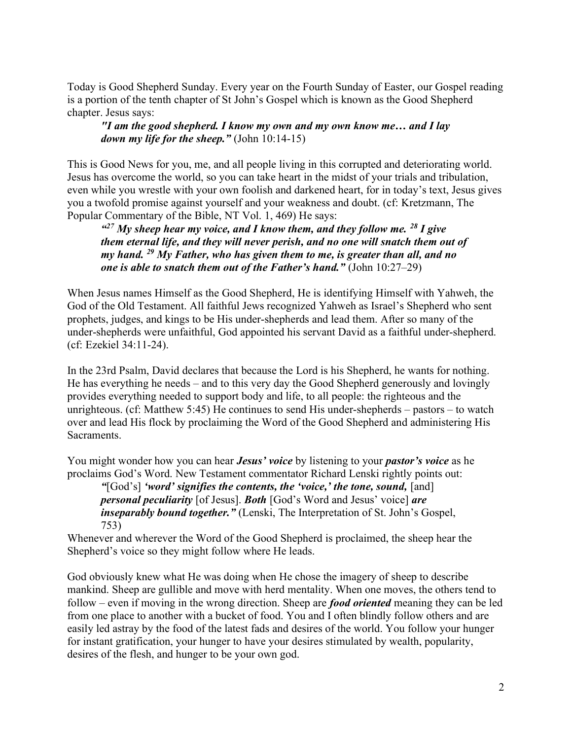Today is Good Shepherd Sunday. Every year on the Fourth Sunday of Easter, our Gospel reading is a portion of the tenth chapter of St John's Gospel which is known as the Good Shepherd chapter. Jesus says:

> ***"I am the good shepherd. I know my own and my own know me… and I lay down my life for the sheep."*** (John 10:14-15)

This is Good News for you, me, and all people living in this corrupted and deteriorating world. Jesus has overcome the world, so you can take heart in the midst of your trials and tribulation, even while you wrestle with your own foolish and darkened heart, for in today's text, Jesus gives you a twofold promise against yourself and your weakness and doubt. (cf: Kretzmann, The Popular Commentary of the Bible, NT Vol. 1, 469) He says:

> ***"[27] My sheep hear my voice, and I know them, and they follow me. [28] I give them eternal life, and they will never perish, and no one will snatch them out of my hand. [29] My Father, who has given them to me, is greater than all, and no one is able to snatch them out of the Father's hand."*** (John 10:27–29)

When Jesus names Himself as the Good Shepherd, He is identifying Himself with Yahweh, the God of the Old Testament. All faithful Jews recognized Yahweh as Israel's Shepherd who sent prophets, judges, and kings to be His under-shepherds and lead them. After so many of the under-shepherds were unfaithful, God appointed his servant David as a faithful under-shepherd. (cf: Ezekiel 34:11-24).

In the 23rd Psalm, David declares that because the Lord is his Shepherd, he wants for nothing. He has everything he needs – and to this very day the Good Shepherd generously and lovingly provides everything needed to support body and life, to all people: the righteous and the unrighteous. (cf: Matthew 5:45) He continues to send His under-shepherds – pastors – to watch over and lead His flock by proclaiming the Word of the Good Shepherd and administering His Sacraments.

You might wonder how you can hear ***Jesus' voice*** by listening to your ***pastor's voice*** as he proclaims God's Word. New Testament commentator Richard Lenski rightly points out:

> *"*[God's] ***'word' signifies the contents, the 'voice,' the tone, sound,*** [and] ***personal peculiarity*** [of Jesus]. ***Both*** [God's Word and Jesus' voice] ***are inseparably bound together."*** (Lenski, The Interpretation of St. John's Gospel, 753)

Whenever and wherever the Word of the Good Shepherd is proclaimed, the sheep hear the Shepherd's voice so they might follow where He leads.

God obviously knew what He was doing when He chose the imagery of sheep to describe mankind. Sheep are gullible and move with herd mentality. When one moves, the others tend to follow – even if moving in the wrong direction. Sheep are ***food oriented*** meaning they can be led from one place to another with a bucket of food. You and I often blindly follow others and are easily led astray by the food of the latest fads and desires of the world. You follow your hunger for instant gratification, your hunger to have your desires stimulated by wealth, popularity, desires of the flesh, and hunger to be your own god.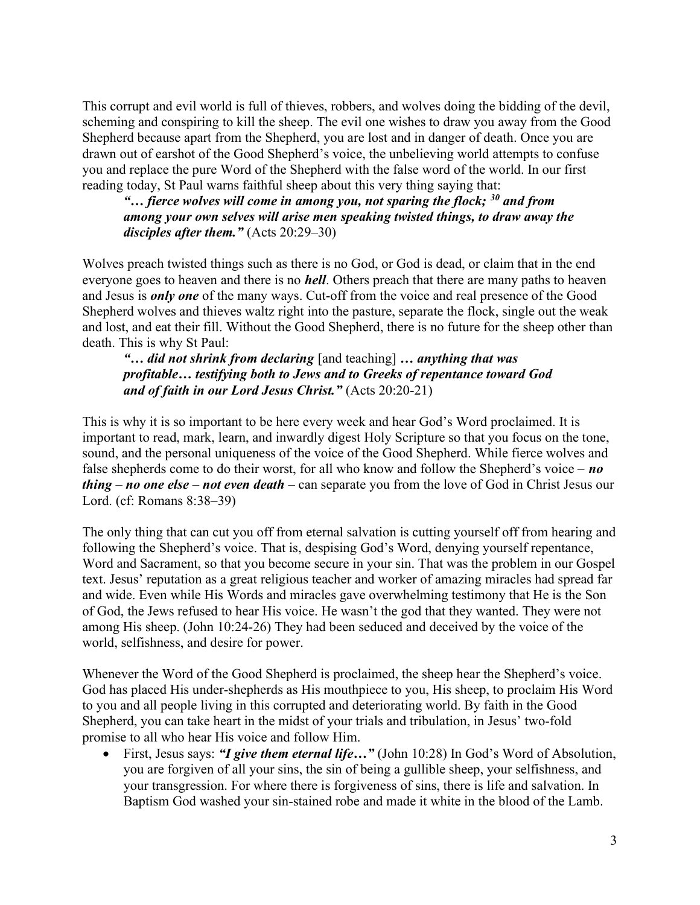This corrupt and evil world is full of thieves, robbers, and wolves doing the bidding of the devil, scheming and conspiring to kill the sheep. The evil one wishes to draw you away from the Good Shepherd because apart from the Shepherd, you are lost and in danger of death. Once you are drawn out of earshot of the Good Shepherd's voice, the unbelieving world attempts to confuse you and replace the pure Word of the Shepherd with the false word of the world. In our first reading today, St Paul warns faithful sheep about this very thing saying that:

> ***"… fierce wolves will come in among you, not sparing the flock; [30] and from among your own selves will arise men speaking twisted things, to draw away the disciples after them."*** (Acts 20:29–30)

Wolves preach twisted things such as there is no God, or God is dead, or claim that in the end everyone goes to heaven and there is no ***hell***. Others preach that there are many paths to heaven and Jesus is ***only one*** of the many ways. Cut-off from the voice and real presence of the Good Shepherd wolves and thieves waltz right into the pasture, separate the flock, single out the weak and lost, and eat their fill. Without the Good Shepherd, there is no future for the sheep other than death. This is why St Paul:

> ***"… did not shrink from declaring*** [and teaching] ***… anything that was profitable… testifying both to Jews and to Greeks of repentance toward God and of faith in our Lord Jesus Christ."*** (Acts 20:20-21)

This is why it is so important to be here every week and hear God's Word proclaimed. It is important to read, mark, learn, and inwardly digest Holy Scripture so that you focus on the tone, sound, and the personal uniqueness of the voice of the Good Shepherd. While fierce wolves and false shepherds come to do their worst, for all who know and follow the Shepherd's voice – ***no thing*** – ***no one else*** – ***not even death*** – can separate you from the love of God in Christ Jesus our Lord. (cf: Romans 8:38–39)

The only thing that can cut you off from eternal salvation is cutting yourself off from hearing and following the Shepherd's voice. That is, despising God's Word, denying yourself repentance, Word and Sacrament, so that you become secure in your sin. That was the problem in our Gospel text. Jesus' reputation as a great religious teacher and worker of amazing miracles had spread far and wide. Even while His Words and miracles gave overwhelming testimony that He is the Son of God, the Jews refused to hear His voice. He wasn't the god that they wanted. They were not among His sheep. (John 10:24-26) They had been seduced and deceived by the voice of the world, selfishness, and desire for power.

Whenever the Word of the Good Shepherd is proclaimed, the sheep hear the Shepherd's voice. God has placed His under-shepherds as His mouthpiece to you, His sheep, to proclaim His Word to you and all people living in this corrupted and deteriorating world. By faith in the Good Shepherd, you can take heart in the midst of your trials and tribulation, in Jesus' two-fold promise to all who hear His voice and follow Him.

- First, Jesus says: ***"I give them eternal life…"*** (John 10:28) In God's Word of Absolution, you are forgiven of all your sins, the sin of being a gullible sheep, your selfishness, and your transgression. For where there is forgiveness of sins, there is life and salvation. In Baptism God washed your sin-stained robe and made it white in the blood of the Lamb.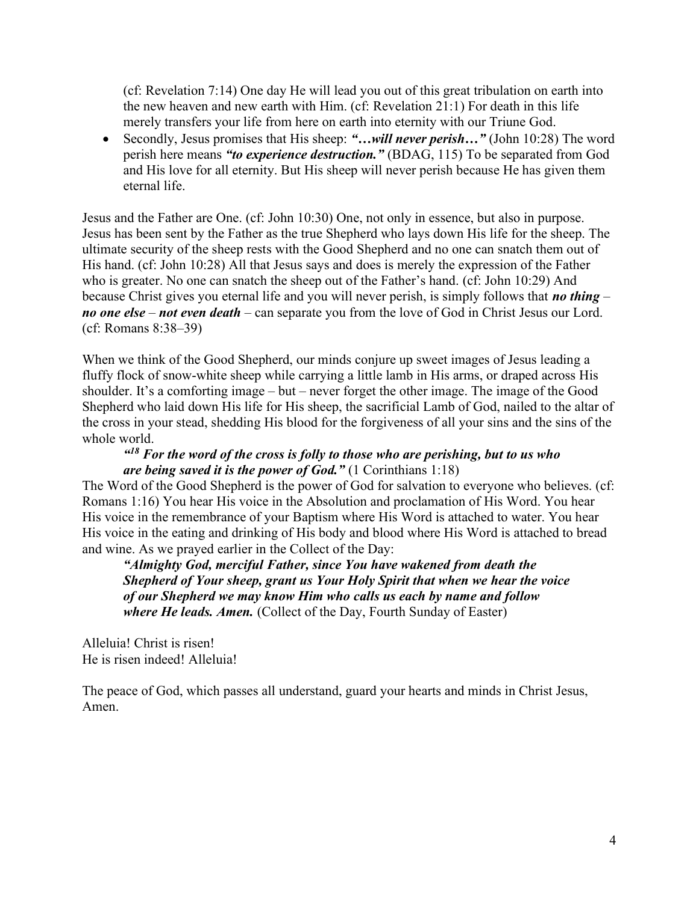(cf: Revelation 7:14) One day He will lead you out of this great tribulation on earth into the new heaven and new earth with Him. (cf: Revelation 21:1) For death in this life merely transfers your life from here on earth into eternity with our Triune God.

- Secondly, Jesus promises that His sheep: ***"…will never perish…"*** (John 10:28) The word perish here means ***"to experience destruction."*** (BDAG, 115) To be separated from God and His love for all eternity. But His sheep will never perish because He has given them eternal life.

Jesus and the Father are One. (cf: John 10:30) One, not only in essence, but also in purpose. Jesus has been sent by the Father as the true Shepherd who lays down His life for the sheep. The ultimate security of the sheep rests with the Good Shepherd and no one can snatch them out of His hand. (cf: John 10:28) All that Jesus says and does is merely the expression of the Father who is greater. No one can snatch the sheep out of the Father's hand. (cf: John 10:29) And because Christ gives you eternal life and you will never perish, is simply follows that ***no thing*** – ***no one else*** – ***not even death*** – can separate you from the love of God in Christ Jesus our Lord. (cf: Romans 8:38–39)

When we think of the Good Shepherd, our minds conjure up sweet images of Jesus leading a fluffy flock of snow-white sheep while carrying a little lamb in His arms, or draped across His shoulder. It's a comforting image – but – never forget the other image. The image of the Good Shepherd who laid down His life for His sheep, the sacrificial Lamb of God, nailed to the altar of the cross in your stead, shedding His blood for the forgiveness of all your sins and the sins of the whole world.

> ***"[18] For the word of the cross is folly to those who are perishing, but to us who are being saved it is the power of God."*** (1 Corinthians 1:18)

The Word of the Good Shepherd is the power of God for salvation to everyone who believes. (cf: Romans 1:16) You hear His voice in the Absolution and proclamation of His Word. You hear His voice in the remembrance of your Baptism where His Word is attached to water. You hear His voice in the eating and drinking of His body and blood where His Word is attached to bread and wine. As we prayed earlier in the Collect of the Day:

> ***"Almighty God, merciful Father, since You have wakened from death the Shepherd of Your sheep, grant us Your Holy Spirit that when we hear the voice of our Shepherd we may know Him who calls us each by name and follow where He leads. Amen.*** (Collect of the Day, Fourth Sunday of Easter)

Alleluia! Christ is risen!
He is risen indeed! Alleluia!

The peace of God, which passes all understand, guard your hearts and minds in Christ Jesus, Amen.